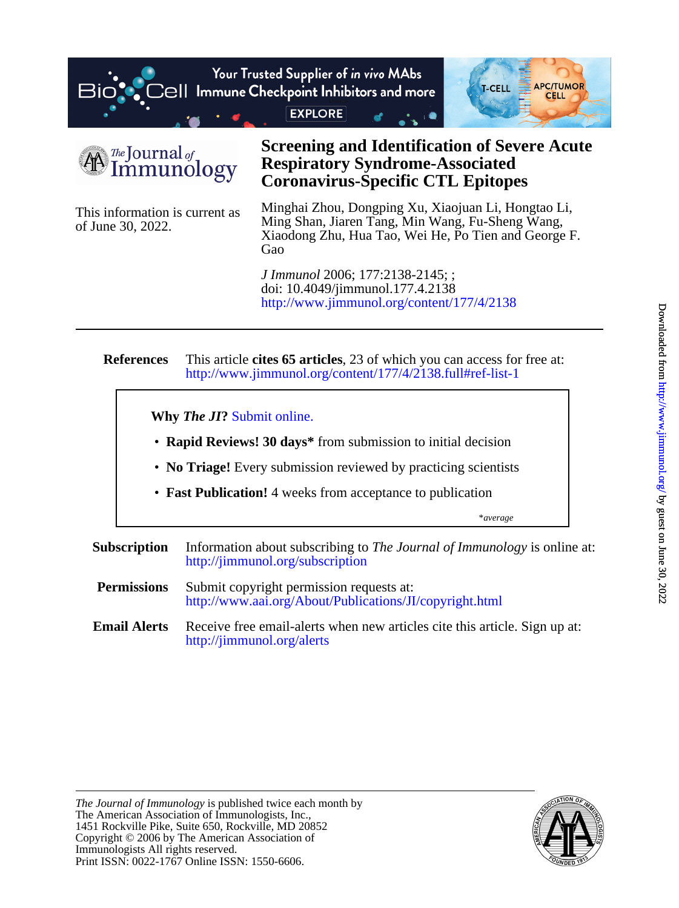# Screening and Identification of Severe Acute Respiratory Syndrome-Associated Coronavirus-Specific CTL Epitopes

Minghai Zhou, Dongping Xu, Xiaojuan Li, Hongtao Li, Ming Shan, Jiaren Tang, Min Wang, Fu-Sheng Wang, Xiaodong Zhu, Hua Tao, Wei He, Po Tien and George F. Gao

This information is current as of June 30, 2022.

*J Immunol* 2006; 177:2138-2145; ;
doi: 10.4049/jimmunol.177.4.2138
http://www.jimmunol.org/content/177/4/2138

---

**References** This article **cites 65 articles**, 23 of which you can access for free at:
http://www.jimmunol.org/content/177/4/2138.full#ref-list-1

**Why *The JI*?** Submit online.

- **Rapid Reviews! 30 days*** from submission to initial decision
- **No Triage!** Every submission reviewed by practicing scientists
- **Fast Publication!** 4 weeks from acceptance to publication

*\*average*

**Subscription** Information about subscribing to *The Journal of Immunology* is online at:
http://jimmunol.org/subscription

**Permissions** Submit copyright permission requests at:
http://www.aai.org/About/Publications/JI/copyright.html

**Email Alerts** Receive free email-alerts when new articles cite this article. Sign up at:
http://jimmunol.org/alerts

*The Journal of Immunology* is published twice each month by
The American Association of Immunologists, Inc.,
1451 Rockville Pike, Suite 650, Rockville, MD 20852
Copyright © 2006 by The American Association of Immunologists All rights reserved.
Print ISSN: 0022-1767 Online ISSN: 1550-6606.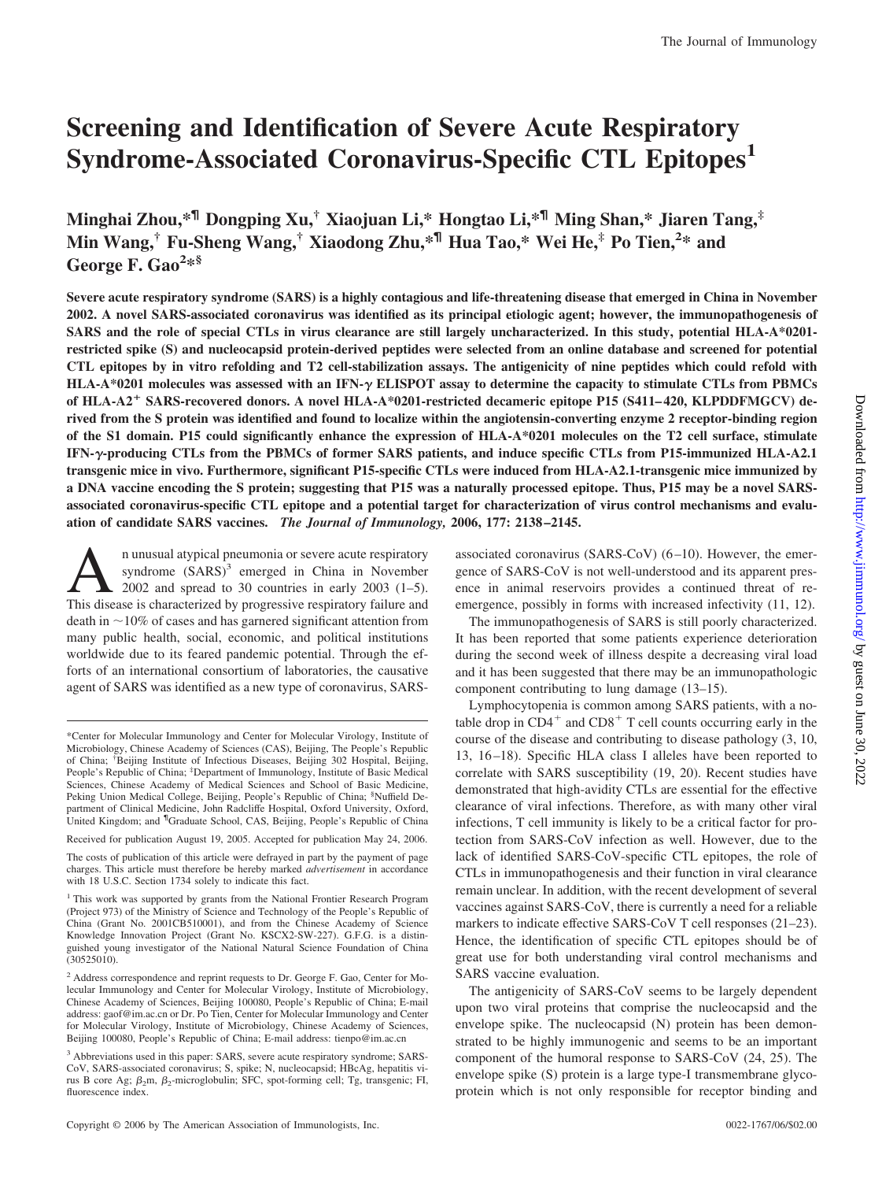# Screening and Identification of Severe Acute Respiratory Syndrome-Associated Coronavirus-Specific CTL Epitopes[1]

**Minghai Zhou,*¶ Dongping Xu,† Xiaojuan Li,* Hongtao Li,*¶ Ming Shan,* Jiaren Tang,‡ Min Wang,† Fu-Sheng Wang,† Xiaodong Zhu,*¶ Hua Tao,* Wei He,‡ Po Tien,[2]* and George F. Gao[2]*§**

**Severe acute respiratory syndrome (SARS) is a highly contagious and life-threatening disease that emerged in China in November 2002. A novel SARS-associated coronavirus was identified as its principal etiologic agent; however, the immunopathogenesis of SARS and the role of special CTLs in virus clearance are still largely uncharacterized. In this study, potential HLA-A*0201-restricted spike (S) and nucleocapsid protein-derived peptides were selected from an online database and screened for potential CTL epitopes by in vitro refolding and T2 cell-stabilization assays. The antigenicity of nine peptides which could refold with HLA-A*0201 molecules was assessed with an IFN-γ ELISPOT assay to determine the capacity to stimulate CTLs from PBMCs of HLA-A2$^+$ SARS-recovered donors. A novel HLA-A*0201-restricted decameric epitope P15 (S411–420, KLPDDFMGCV) derived from the S protein was identified and found to localize within the angiotensin-converting enzyme 2 receptor-binding region of the S1 domain. P15 could significantly enhance the expression of HLA-A*0201 molecules on the T2 cell surface, stimulate IFN-γ-producing CTLs from the PBMCs of former SARS patients, and induce specific CTLs from P15-immunized HLA-A2.1 transgenic mice in vivo. Furthermore, significant P15-specific CTLs were induced from HLA-A2.1-transgenic mice immunized by a DNA vaccine encoding the S protein; suggesting that P15 was a naturally processed epitope. Thus, P15 may be a novel SARS-associated coronavirus-specific CTL epitope and a potential target for characterization of virus control mechanisms and evaluation of candidate SARS vaccines.** *The Journal of Immunology,* **2006, 177: 2138–2145.**

An unusual atypical pneumonia or severe acute respiratory syndrome (SARS)[3] emerged in China in November 2002 and spread to 30 countries in early 2003 (1–5). This disease is characterized by progressive respiratory failure and death in ~10% of cases and has garnered significant attention from many public health, social, economic, and political institutions worldwide due to its feared pandemic potential. Through the efforts of an international consortium of laboratories, the causative agent of SARS was identified as a new type of coronavirus, SARS-associated coronavirus (SARS-CoV) (6–10). However, the emergence of SARS-CoV is not well-understood and its apparent presence in animal reservoirs provides a continued threat of re-emergence, possibly in forms with increased infectivity (11, 12).

The immunopathogenesis of SARS is still poorly characterized. It has been reported that some patients experience deterioration during the second week of illness despite a decreasing viral load and it has been suggested that there may be an immunopathologic component contributing to lung damage (13–15).

Lymphocytopenia is common among SARS patients, with a notable drop in CD4$^+$ and CD8$^+$ T cell counts occurring early in the course of the disease and contributing to disease pathology (3, 10, 13, 16–18). Specific HLA class I alleles have been reported to correlate with SARS susceptibility (19, 20). Recent studies have demonstrated that high-avidity CTLs are essential for the effective clearance of viral infections. Therefore, as with many other viral infections, T cell immunity is likely to be a critical factor for protection from SARS-CoV infection as well. However, due to the lack of identified SARS-CoV-specific CTL epitopes, the role of CTLs in immunopathogenesis and their function in viral clearance remain unclear. In addition, with the recent development of several vaccines against SARS-CoV, there is currently a need for a reliable markers to indicate effective SARS-CoV T cell responses (21–23). Hence, the identification of specific CTL epitopes should be of great use for both understanding viral control mechanisms and SARS vaccine evaluation.

The antigenicity of SARS-CoV seems to be largely dependent upon two viral proteins that comprise the nucleocapsid and the envelope spike. The nucleocapsid (N) protein has been demonstrated to be highly immunogenic and seems to be an important component of the humoral response to SARS-CoV (24, 25). The envelope spike (S) protein is a large type-I transmembrane glycoprotein which is not only responsible for receptor binding and

---

*Center for Molecular Immunology and Center for Molecular Virology, Institute of Microbiology, Chinese Academy of Sciences (CAS), Beijing, The People's Republic of China; †Beijing Institute of Infectious Diseases, Beijing 302 Hospital, Beijing, People's Republic of China; ‡Department of Immunology, Institute of Basic Medical Sciences, Chinese Academy of Medical Sciences and School of Basic Medicine, Peking Union Medical College, Beijing, People's Republic of China; §Nuffield Department of Clinical Medicine, John Radcliffe Hospital, Oxford University, Oxford, United Kingdom; and ¶Graduate School, CAS, Beijing, People's Republic of China

Received for publication August 19, 2005. Accepted for publication May 24, 2006.

The costs of publication of this article were defrayed in part by the payment of page charges. This article must therefore be hereby marked *advertisement* in accordance with 18 U.S.C. Section 1734 solely to indicate this fact.

[1] This work was supported by grants from the National Frontier Research Program (Project 973) of the Ministry of Science and Technology of the People's Republic of China (Grant No. 2001CB510001), and from the Chinese Academy of Science Knowledge Innovation Project (Grant No. KSCX2-SW-227). G.F.G. is a distinguished young investigator of the National Natural Science Foundation of China (30525010).

[2] Address correspondence and reprint requests to Dr. George F. Gao, Center for Molecular Immunology and Center for Molecular Virology, Institute of Microbiology, Chinese Academy of Sciences, Beijing 100080, People's Republic of China; E-mail address: gaof@im.ac.cn or Dr. Po Tien, Center for Molecular Immunology and Center for Molecular Virology, Institute of Microbiology, Chinese Academy of Sciences, Beijing 100080, People's Republic of China; E-mail address: tienpo@im.ac.cn

[3] Abbreviations used in this paper: SARS, severe acute respiratory syndrome; SARS-CoV, SARS-associated coronavirus; S, spike; N, nucleocapsid; HBcAg, hepatitis virus B core Ag; $\beta_2$m, $\beta_2$-microglobulin; SFC, spot-forming cell; Tg, transgenic; FI, fluorescence index.

Copyright © 2006 by The American Association of Immunologists, Inc. 0022-1767/06/$02.00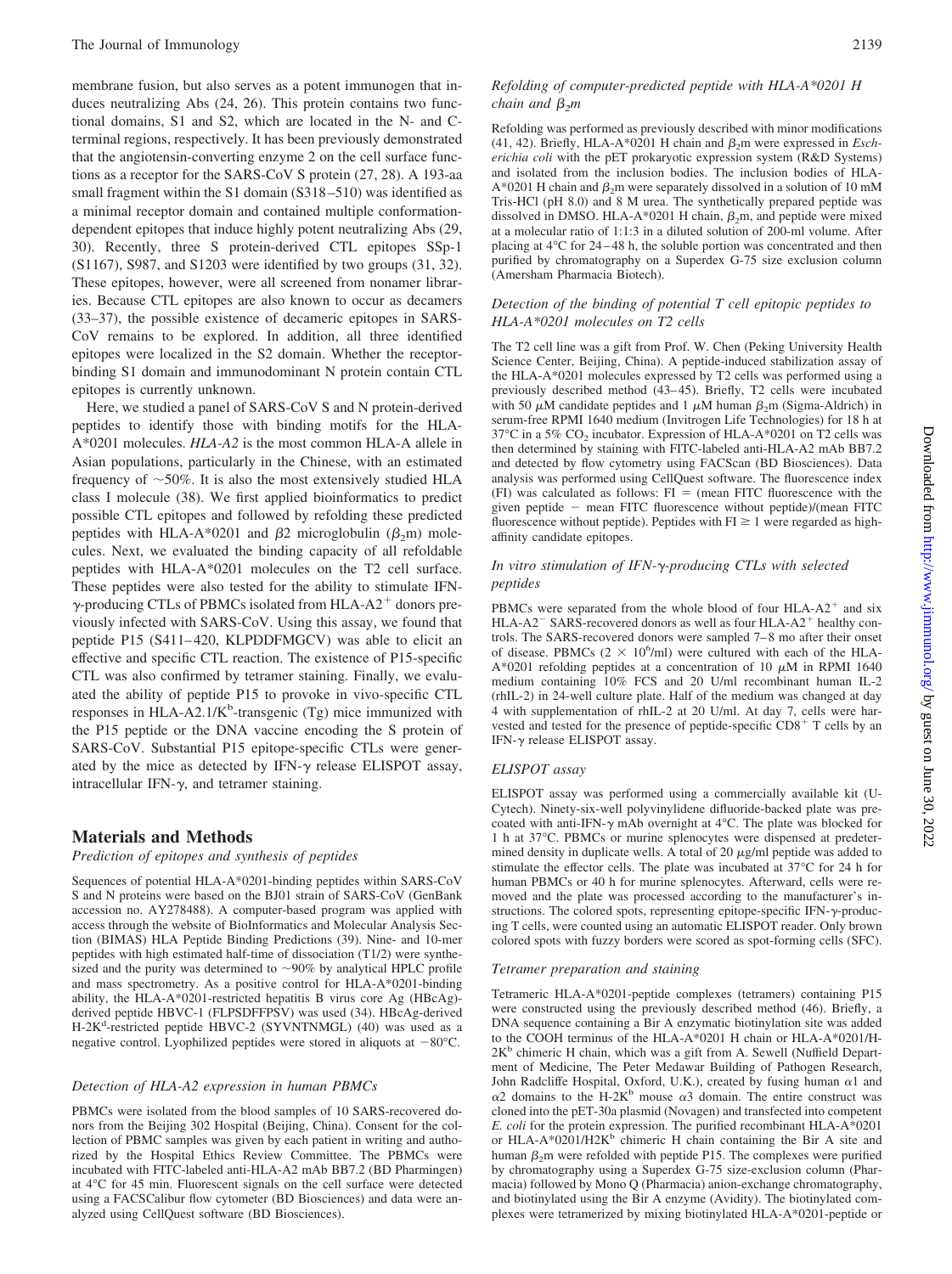membrane fusion, but also serves as a potent immunogen that induces neutralizing Abs (24, 26). This protein contains two functional domains, S1 and S2, which are located in the N- and C-terminal regions, respectively. It has been previously demonstrated that the angiotensin-converting enzyme 2 on the cell surface functions as a receptor for the SARS-CoV S protein (27, 28). A 193-aa small fragment within the S1 domain (S318–510) was identified as a minimal receptor domain and contained multiple conformation-dependent epitopes that induce highly potent neutralizing Abs (29, 30). Recently, three S protein-derived CTL epitopes SSp-1 (S1167), S987, and S1203 were identified by two groups (31, 32). These epitopes, however, were all screened from nonamer libraries. Because CTL epitopes are also known to occur as decamers (33–37), the possible existence of decameric epitopes in SARS-CoV remains to be explored. In addition, all three identified epitopes were localized in the S2 domain. Whether the receptor-binding S1 domain and immunodominant N protein contain CTL epitopes is currently unknown.

Here, we studied a panel of SARS-CoV S and N protein-derived peptides to identify those with binding motifs for the HLA-A*0201 molecules. *HLA-A2* is the most common HLA-A allele in Asian populations, particularly in the Chinese, with an estimated frequency of ~50%. It is also the most extensively studied HLA class I molecule (38). We first applied bioinformatics to predict possible CTL epitopes and followed by refolding these predicted peptides with HLA-A*0201 and β2 microglobulin ($\beta_2$m) molecules. Next, we evaluated the binding capacity of all refoldable peptides with HLA-A*0201 molecules on the T2 cell surface. These peptides were also tested for the ability to stimulate IFN-γ-producing CTLs of PBMCs isolated from HLA-A2$^+$ donors previously infected with SARS-CoV. Using this assay, we found that peptide P15 (S411–420, KLPDDFMGCV) was able to elicit an effective and specific CTL reaction. The existence of P15-specific CTL was also confirmed by tetramer staining. Finally, we evaluated the ability of peptide P15 to provoke in vivo-specific CTL responses in HLA-A2.1/K$^b$-transgenic (Tg) mice immunized with the P15 peptide or the DNA vaccine encoding the S protein of SARS-CoV. Substantial P15 epitope-specific CTLs were generated by the mice as detected by IFN-γ release ELISPOT assay, intracellular IFN-γ, and tetramer staining.

## Materials and Methods

### *Prediction of epitopes and synthesis of peptides*

Sequences of potential HLA-A*0201-binding peptides within SARS-CoV S and N proteins were based on the BJ01 strain of SARS-CoV (GenBank accession no. AY278488). A computer-based program was applied with access through the website of BioInformatics and Molecular Analysis Section (BIMAS) HLA Peptide Binding Predictions (39). Nine- and 10-mer peptides with high estimated half-time of dissociation (T1/2) were synthesized and the purity was determined to ~90% by analytical HPLC profile and mass spectrometry. As a positive control for HLA-A*0201-binding ability, the HLA-A*0201-restricted hepatitis B virus core Ag (HBcAg)-derived peptide HBVC-1 (FLPSDFFPSV) was used (34). HBcAg-derived H-2K$^d$-restricted peptide HBVC-2 (SYVNTNMGL) (40) was used as a negative control. Lyophilized peptides were stored in aliquots at −80°C.

### *Detection of HLA-A2 expression in human PBMCs*

PBMCs were isolated from the blood samples of 10 SARS-recovered donors from the Beijing 302 Hospital (Beijing, China). Consent for the collection of PBMC samples was given by each patient in writing and authorized by the Hospital Ethics Review Committee. The PBMCs were incubated with FITC-labeled anti-HLA-A2 mAb BB7.2 (BD Pharmingen) at 4°C for 45 min. Fluorescent signals on the cell surface were detected using a FACSCalibur flow cytometer (BD Biosciences) and data were analyzed using CellQuest software (BD Biosciences).

### *Refolding of computer-predicted peptide with HLA-A*0201 H chain and $\beta_2$m*

Refolding was performed as previously described with minor modifications (41, 42). Briefly, HLA-A*0201 H chain and $\beta_2$m were expressed in *Escherichia coli* with the pET prokaryotic expression system (R&D Systems) and isolated from the inclusion bodies. The inclusion bodies of HLA-A*0201 H chain and $\beta_2$m were separately dissolved in a solution of 10 mM Tris-HCl (pH 8.0) and 8 M urea. The synthetically prepared peptide was dissolved in DMSO. HLA-A*0201 H chain, $\beta_2$m, and peptide were mixed at a molecular ratio of 1:1:3 in a diluted solution of 200-ml volume. After placing at 4°C for 24–48 h, the soluble portion was concentrated and then purified by chromatography on a Superdex G-75 size exclusion column (Amersham Pharmacia Biotech).

### *Detection of the binding of potential T cell epitopic peptides to HLA-A*0201 molecules on T2 cells*

The T2 cell line was a gift from Prof. W. Chen (Peking University Health Science Center, Beijing, China). A peptide-induced stabilization assay of the HLA-A*0201 molecules expressed by T2 cells was performed using a previously described method (43–45). Briefly, T2 cells were incubated with 50 μM candidate peptides and 1 μM human $\beta_2$m (Sigma-Aldrich) in serum-free RPMI 1640 medium (Invitrogen Life Technologies) for 18 h at 37°C in a 5% $CO_2$ incubator. Expression of HLA-A*0201 on T2 cells was then determined by staining with FITC-labeled anti-HLA-A2 mAb BB7.2 and detected by flow cytometry using FACScan (BD Biosciences). Data analysis was performed using CellQuest software. The fluorescence index (FI) was calculated as follows: FI = (mean FITC fluorescence with the given peptide − mean FITC fluorescence without peptide)/(mean FITC fluorescence without peptide). Peptides with FI ≥ 1 were regarded as high-affinity candidate epitopes.

### *In vitro stimulation of IFN-γ-producing CTLs with selected peptides*

PBMCs were separated from the whole blood of four HLA-A2$^+$ and six HLA-A2$^-$ SARS-recovered donors as well as four HLA-A2$^+$ healthy controls. The SARS-recovered donors were sampled 7–8 mo after their onset of disease. PBMCs ($2 \times 10^6$/ml) were cultured with each of the HLA-A*0201 refolding peptides at a concentration of 10 μM in RPMI 1640 medium containing 10% FCS and 20 U/ml recombinant human IL-2 (rhIL-2) in 24-well culture plate. Half of the medium was changed at day 4 with supplementation of rhIL-2 at 20 U/ml. At day 7, cells were harvested and tested for the presence of peptide-specific CD8$^+$ T cells by an IFN-γ release ELISPOT assay.

### *ELISPOT assay*

ELISPOT assay was performed using a commercially available kit (U-Cytech). Ninety-six-well polyvinylidene difluoride-backed plate was precoated with anti-IFN-γ mAb overnight at 4°C. The plate was blocked for 1 h at 37°C. PBMCs or murine splenocytes were dispensed at predetermined density in duplicate wells. A total of 20 μg/ml peptide was added to stimulate the effector cells. The plate was incubated at 37°C for 24 h for human PBMCs or 40 h for murine splenocytes. Afterward, cells were removed and the plate was processed according to the manufacturer's instructions. The colored spots, representing epitope-specific IFN-γ-producing T cells, were counted using an automatic ELISPOT reader. Only brown colored spots with fuzzy borders were scored as spot-forming cells (SFC).

### *Tetramer preparation and staining*

Tetrameric HLA-A*0201-peptide complexes (tetramers) containing P15 were constructed using the previously described method (46). Briefly, a DNA sequence containing a Bir A enzymatic biotinylation site was added to the COOH terminus of the HLA-A*0201 H chain or HLA-A*0201/H-2K$^b$ chimeric H chain, which was a gift from A. Sewell (Nuffield Department of Medicine, The Peter Medawar Building of Pathogen Research, John Radcliffe Hospital, Oxford, U.K.), created by fusing human α1 and α2 domains to the H-2K$^b$ mouse α3 domain. The entire construct was cloned into the pET-30a plasmid (Novagen) and transfected into competent *E. coli* for the protein expression. The purified recombinant HLA-A*0201 or HLA-A*0201/H2K$^b$ chimeric H chain containing the Bir A site and human $\beta_2$m were refolded with peptide P15. The complexes were purified by chromatography using a Superdex G-75 size-exclusion column (Pharmacia) followed by Mono Q (Pharmacia) anion-exchange chromatography, and biotinylated using the Bir A enzyme (Avidity). The biotinylated complexes were tetramerized by mixing biotinylated HLA-A*0201-peptide or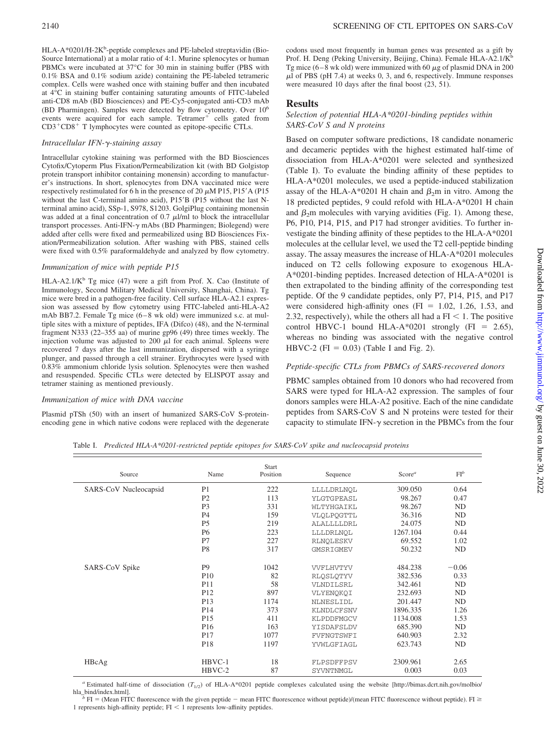HLA-A*0201/H-2K$^b$-peptide complexes and PE-labeled streptavidin (Bio-Source International) at a molar ratio of 4:1. Murine splenocytes or human PBMCs were incubated at 37°C for 30 min in staining buffer (PBS with 0.1% BSA and 0.1% sodium azide) containing the PE-labeled tetrameric complex. Cells were washed once with staining buffer and then incubated at 4°C in staining buffer containing saturating amounts of FITC-labeled anti-CD8 mAb (BD Biosciences) and PE-Cy5-conjugated anti-CD3 mAb (BD Pharmingen). Samples were detected by flow cytometry. Over $10^6$ events were acquired for each sample. Tetramer$^+$ cells gated from CD3$^+$CD8$^+$ T lymphocytes were counted as epitope-specific CTLs.

#### *Intracellular IFN-γ-staining assay*

Intracellular cytokine staining was performed with the BD Biosciences Cytofix/Cytoperm Plus Fixation/Permeabilization kit (with BD Golgistop protein transport inhibitor containing monensin) according to manufacturer's instructions. In short, splenocytes from DNA vaccinated mice were respectively restimulated for 6 h in the presence of 20 μM P15, P15′A (P15 without the last C-terminal amino acid), P15′B (P15 without the last N-terminal amino acid), SSp-1, S978, S1203. GolgiPlug containing monensin was added at a final concentration of 0.7 μl/ml to block the intracellular transport processes. Anti-IFN-γ mAbs (BD Pharmingen; Biolegend) were added after cells were fixed and permeabilized using BD Biosciences Fixation/Permeabilization solution. After washing with PBS, stained cells were fixed with 0.5% paraformaldehyde and analyzed by flow cytometry.

#### *Immunization of mice with peptide P15*

HLA-A2.1/K$^b$ Tg mice (47) were a gift from Prof. X. Cao (Institute of Immunology, Second Military Medical University, Shanghai, China). Tg mice were bred in a pathogen-free facility. Cell surface HLA-A2.1 expression was assessed by flow cytometry using FITC-labeled anti-HLA-A2 mAb BB7.2. Female Tg mice (6–8 wk old) were immunized s.c. at multiple sites with a mixture of peptides, IFA (Difco) (48), and the N-terminal fragment N333 (22–355 aa) of murine gp96 (49) three times weekly. The injection volume was adjusted to 200 μl for each animal. Spleens were recovered 7 days after the last immunization, dispersed with a syringe plunger, and passed through a cell strainer. Erythrocytes were lysed with 0.83% ammonium chloride lysis solution. Splenocytes were then washed and resuspended. Specific CTLs were detected by ELISPOT assay and tetramer staining as mentioned previously.

#### *Immunization of mice with DNA vaccine*

Plasmid pTSh (50) with an insert of humanized SARS-CoV S-protein-encoding gene in which native codons were replaced with the degenerate codons used most frequently in human genes was presented as a gift by Prof. H. Deng (Peking University, Beijing, China). Female HLA-A2.1/K$^b$ Tg mice (6–8 wk old) were immunized with 60 μg of plasmid DNA in 200 μl of PBS (pH 7.4) at weeks 0, 3, and 6, respectively. Immune responses were measured 10 days after the final boost (23, 51).

## Results

#### *Selection of potential HLA-A*0201-binding peptides within SARS-CoV S and N proteins*

Based on computer software predictions, 18 candidate nonameric and decameric peptides with the highest estimated half-time of dissociation from HLA-A*0201 were selected and synthesized (Table I). To evaluate the binding affinity of these peptides to HLA-A*0201 molecules, we used a peptide-induced stabilization assay of the HLA-A*0201 H chain and $\beta_2$m in vitro. Among the 18 predicted peptides, 9 could refold with HLA-A*0201 H chain and $\beta_2$m molecules with varying avidities (Fig. 1). Among these, P6, P10, P14, P15, and P17 had stronger avidities. To further investigate the binding affinity of these peptides to the HLA-A*0201 molecules at the cellular level, we used the T2 cell-peptide binding assay. The assay measures the increase of HLA-A*0201 molecules induced on T2 cells following exposure to exogenous HLA-A*0201-binding peptides. Increased detection of HLA-A*0201 is then extrapolated to the binding affinity of the corresponding test peptide. Of the 9 candidate peptides, only P7, P14, P15, and P17 were considered high-affinity ones (FI = 1.02, 1.26, 1.53, and 2.32, respectively), while the others all had a FI < 1. The positive control HBVC-1 bound HLA-A*0201 strongly (FI = 2.65), whereas no binding was associated with the negative control HBVC-2 (FI = 0.03) (Table I and Fig. 2).

#### *Peptide-specific CTLs from PBMCs of SARS-recovered donors*

PBMC samples obtained from 10 donors who had recovered from SARS were typed for HLA-A2 expression. The samples of four donors samples were HLA-A2 positive. Each of the nine candidate peptides from SARS-CoV S and N proteins were tested for their capacity to stimulate IFN-γ secretion in the PBMCs from the four

Table I. *Predicted HLA-A*0201-restricted peptide epitopes for SARS-CoV spike and nucleocapsid proteins*

| Source | Name | Start Position | Sequence | Score[a] | FI[b] |
|---|---|---|---|---|---|
| SARS-CoV Nucleocapsid | P1 | 222 | LLLLDRLNQL | 309.050 | 0.64 |
| | P2 | 113 | YLGTGPEASL | 98.267 | 0.47 |
| | P3 | 331 | WLTYHGAIKL | 98.267 | ND |
| | P4 | 159 | VLQLPQGTTL | 36.316 | ND |
| | P5 | 219 | ALALLLLDRL | 24.075 | ND |
| | P6 | 223 | LLLDRLNQL | 1267.104 | 0.44 |
| | P7 | 227 | RLNQLESKV | 69.552 | 1.02 |
| | P8 | 317 | GMSRIGMEV | 50.232 | ND |
| SARS-CoV Spike | P9 | 1042 | VVFLHVTYV | 484.238 | −0.06 |
| | P10 | 82 | RLQSLQTYV | 382.536 | 0.33 |
| | P11 | 58 | VLNDILSRL | 342.461 | ND |
| | P12 | 897 | VLYENQKQI | 232.693 | ND |
| | P13 | 1174 | NLNESLIDL | 201.447 | ND |
| | P14 | 373 | KLNDLCFSNV | 1896.335 | 1.26 |
| | P15 | 411 | KLPDDFMGCV | 1134.008 | 1.53 |
| | P16 | 163 | YISDAFSLDV | 685.390 | ND |
| | P17 | 1077 | FVFNGTSWFI | 640.903 | 2.32 |
| | P18 | 1197 | YVWLGFIAGL | 623.743 | ND |
| HBcAg | HBVC-1 | 18 | FLPSDFFPSV | 2309.961 | 2.65 |
| | HBVC-2 | 87 | SYVNTNMGL | 0.003 | 0.03 |

[a] Estimated half-time of dissociation ($T_{1/2}$) of HLA-A*0201 peptide complexes calculated using the website [http://bimas.dcrt.nih.gov/molbio/hla_bind/index.html].

[b] FI = (Mean FITC fluorescence with the given peptide − mean FITC fluorescence without peptide)/(mean FITC fluorescence without peptide). FI ≥ 1 represents high-affinity peptide; FI < 1 represents low-affinity peptides.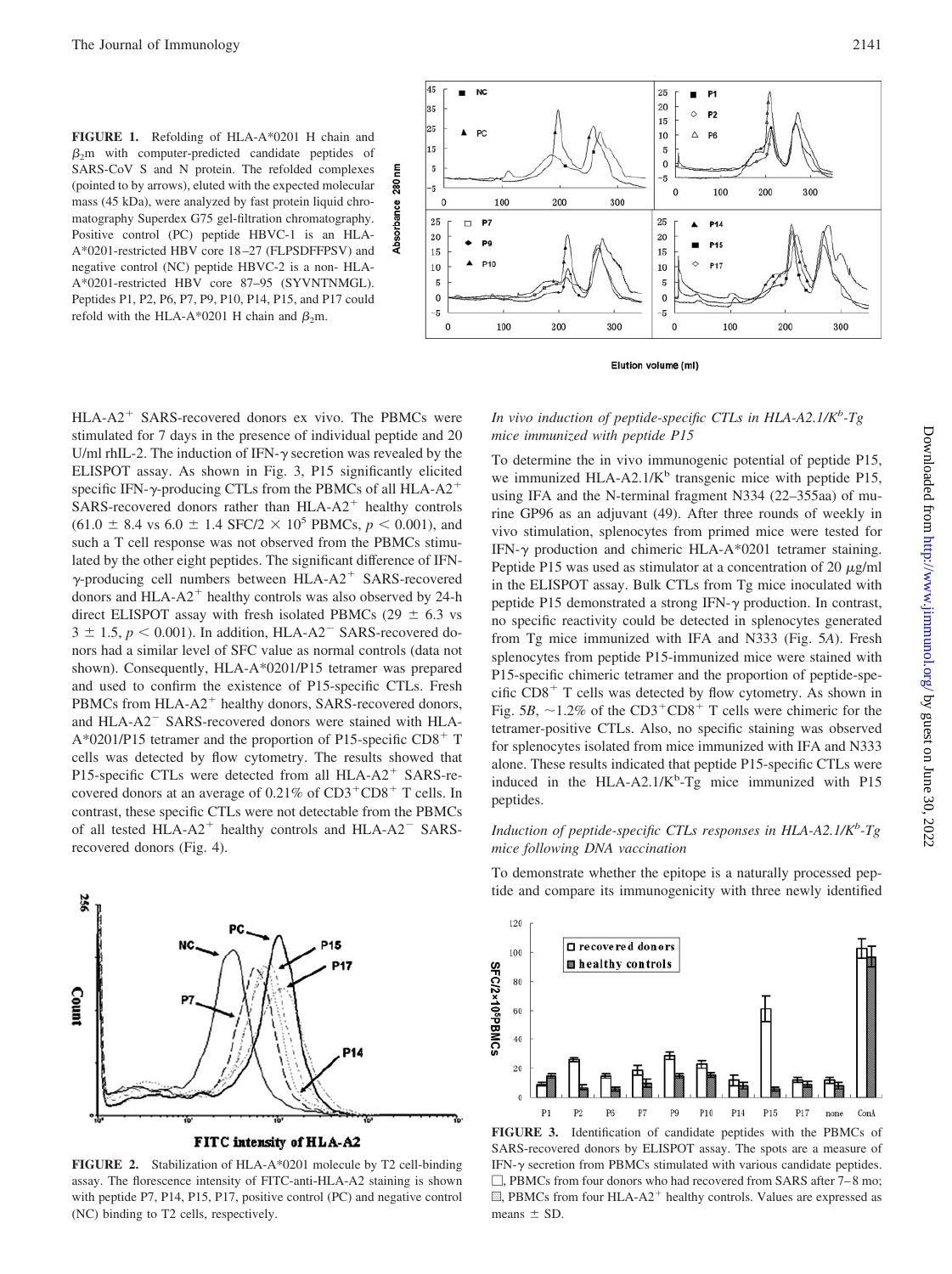**FIGURE 1.** Refolding of HLA-A*0201 H chain and $\beta_2$m with computer-predicted candidate peptides of SARS-CoV S and N protein. The refolded complexes (pointed to by arrows), eluted with the expected molecular mass (45 kDa), were analyzed by fast protein liquid chromatography Superdex G75 gel-filtration chromatography. Positive control (PC) peptide HBVC-1 is an HLA-A*0201-restricted HBV core 18–27 (FLPSDFFPSV) and negative control (NC) peptide HBVC-2 is a non- HLA-A*0201-restricted HBV core 87–95 (SYVNTNMGL). Peptides P1, P2, P6, P7, P9, P10, P14, P15, and P17 could refold with the HLA-A*0201 H chain and $\beta_2$m.

HLA-A2$^+$ SARS-recovered donors ex vivo. The PBMCs were stimulated for 7 days in the presence of individual peptide and 20 U/ml rhIL-2. The induction of IFN-$\gamma$ secretion was revealed by the ELISPOT assay. As shown in Fig. 3, P15 significantly elicited specific IFN-$\gamma$-producing CTLs from the PBMCs of all HLA-A2$^+$ SARS-recovered donors rather than HLA-A2$^+$ healthy controls ($61.0 \pm 8.4$ vs $6.0 \pm 1.4$ SFC/2 $\times 10^5$ PBMCs, $p < 0.001$), and such a T cell response was not observed from the PBMCs stimulated by the other eight peptides. The significant difference of IFN-$\gamma$-producing cell numbers between HLA-A2$^+$ SARS-recovered donors and HLA-A2$^+$ healthy controls was also observed by 24-h direct ELISPOT assay with fresh isolated PBMCs ($29 \pm 6.3$ vs $3 \pm 1.5$, $p < 0.001$). In addition, HLA-A2$^-$ SARS-recovered donors had a similar level of SFC value as normal controls (data not shown). Consequently, HLA-A*0201/P15 tetramer was prepared and used to confirm the existence of P15-specific CTLs. Fresh PBMCs from HLA-A2$^+$ healthy donors, SARS-recovered donors, and HLA-A2$^-$ SARS-recovered donors were stained with HLA-A*0201/P15 tetramer and the proportion of P15-specific CD8$^+$ T cells was detected by flow cytometry. The results showed that P15-specific CTLs were detected from all HLA-A2$^+$ SARS-recovered donors at an average of 0.21% of CD3$^+$CD8$^+$ T cells. In contrast, these specific CTLs were not detectable from the PBMCs of all tested HLA-A2$^+$ healthy controls and HLA-A2$^-$ SARS-recovered donors (Fig. 4).

**FIGURE 2.** Stabilization of HLA-A*0201 molecule by T2 cell-binding assay. The florescence intensity of FITC-anti-HLA-A2 staining is shown with peptide P7, P14, P15, P17, positive control (PC) and negative control (NC) binding to T2 cells, respectively.

### *In vivo induction of peptide-specific CTLs in HLA-A2.1/K$^b$-Tg mice immunized with peptide P15*

To determine the in vivo immunogenic potential of peptide P15, we immunized HLA-A2.1/K$^b$ transgenic mice with peptide P15, using IFA and the N-terminal fragment N334 (22–355aa) of murine GP96 as an adjuvant (49). After three rounds of weekly in vivo stimulation, splenocytes from primed mice were tested for IFN-$\gamma$ production and chimeric HLA-A*0201 tetramer staining. Peptide P15 was used as stimulator at a concentration of 20 $\mu$g/ml in the ELISPOT assay. Bulk CTLs from Tg mice inoculated with peptide P15 demonstrated a strong IFN-$\gamma$ production. In contrast, no specific reactivity could be detected in splenocytes generated from Tg mice immunized with IFA and N333 (Fig. 5*A*). Fresh splenocytes from peptide P15-immunized mice were stained with P15-specific chimeric tetramer and the proportion of peptide-specific CD8$^+$ T cells was detected by flow cytometry. As shown in Fig. 5*B*, ~1.2% of the CD3$^+$CD8$^+$ T cells were chimeric for the tetramer-positive CTLs. Also, no specific staining was observed for splenocytes isolated from mice immunized with IFA and N333 alone. These results indicated that peptide P15-specific CTLs were induced in the HLA-A2.1/K$^b$-Tg mice immunized with P15 peptides.

### *Induction of peptide-specific CTLs responses in HLA-A2.1/K$^b$-Tg mice following DNA vaccination*

To demonstrate whether the epitope is a naturally processed peptide and compare its immunogenicity with three newly identified

**FIGURE 3.** Identification of candidate peptides with the PBMCs of SARS-recovered donors by ELISPOT assay. The spots are a measure of IFN-$\gamma$ secretion from PBMCs stimulated with various candidate peptides. □, PBMCs from four donors who had recovered from SARS after 7–8 mo; ▨, PBMCs from four HLA-A2$^+$ healthy controls. Values are expressed as means ± SD.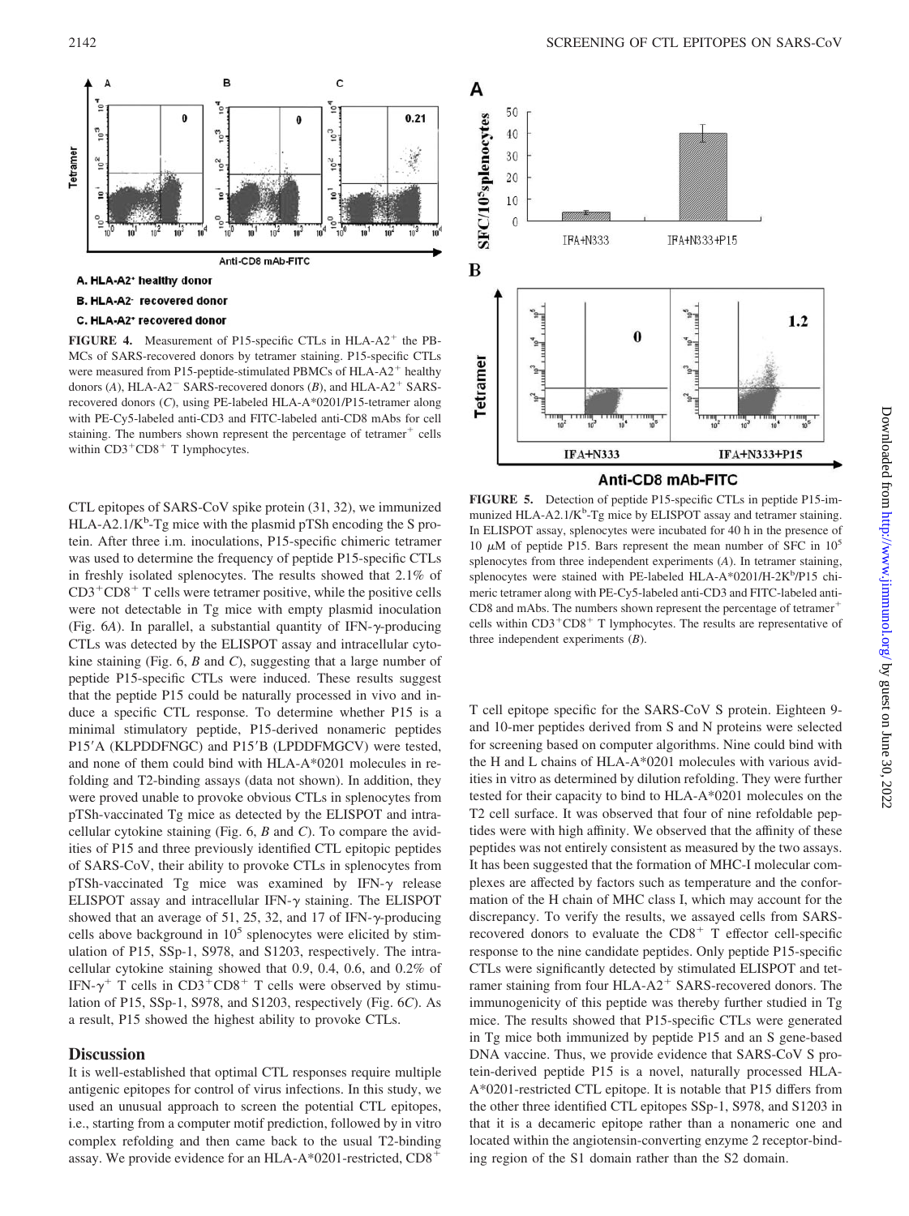A. HLA-A2+ healthy donor

B. HLA-A2− recovered donor

C. HLA-A2+ recovered donor

**FIGURE 4.** Measurement of P15-specific CTLs in HLA-A2+ the PBMCs of SARS-recovered donors by tetramer staining. P15-specific CTLs were measured from P15-peptide-stimulated PBMCs of HLA-A2+ healthy donors (*A*), HLA-A2− SARS-recovered donors (*B*), and HLA-A2+ SARS-recovered donors (*C*), using PE-labeled HLA-A*0201/P15-tetramer along with PE-Cy5-labeled anti-CD3 and FITC-labeled anti-CD8 mAbs for cell staining. The numbers shown represent the percentage of tetramer+ cells within CD3+CD8+ T lymphocytes.

**FIGURE 5.** Detection of peptide P15-specific CTLs in peptide P15-immunized HLA-A2.1/K$^b$-Tg mice by ELISPOT assay and tetramer staining. In ELISPOT assay, splenocytes were incubated for 40 h in the presence of 10 $\mu$M of peptide P15. Bars represent the mean number of SFC in $10^5$ splenocytes from three independent experiments (*A*). In tetramer staining, splenocytes were stained with PE-labeled HLA-A*0201/H-2K$^b$/P15 chimeric tetramer along with PE-Cy5-labeled anti-CD3 and FITC-labeled anti-CD8 and mAbs. The numbers shown represent the percentage of tetramer+ cells within CD3+CD8+ T lymphocytes. The results are representative of three independent experiments (*B*).

CTL epitopes of SARS-CoV spike protein (31, 32), we immunized HLA-A2.1/K$^b$-Tg mice with the plasmid pTSh encoding the S protein. After three i.m. inoculations, P15-specific chimeric tetramer was used to determine the frequency of peptide P15-specific CTLs in freshly isolated splenocytes. The results showed that 2.1% of CD3+CD8+ T cells were tetramer positive, while the positive cells were not detectable in Tg mice with empty plasmid inoculation (Fig. 6*A*). In parallel, a substantial quantity of IFN-$\gamma$-producing CTLs was detected by the ELISPOT assay and intracellular cytokine staining (Fig. 6, *B* and *C*), suggesting that a large number of peptide P15-specific CTLs were induced. These results suggest that the peptide P15 could be naturally processed in vivo and induce a specific CTL response. To determine whether P15 is a minimal stimulatory peptide, P15-derived nonameric peptides P15′A (KLPDDFNGC) and P15′B (LPDDFMGCV) were tested, and none of them could bind with HLA-A*0201 molecules in refolding and T2-binding assays (data not shown). In addition, they were proved unable to provoke obvious CTLs in splenocytes from pTSh-vaccinated Tg mice as detected by the ELISPOT and intracellular cytokine staining (Fig. 6, *B* and *C*). To compare the avidities of P15 and three previously identified CTL epitopic peptides of SARS-CoV, their ability to provoke CTLs in splenocytes from pTSh-vaccinated Tg mice was examined by IFN-$\gamma$ release ELISPOT assay and intracellular IFN-$\gamma$ staining. The ELISPOT showed that an average of 51, 25, 32, and 17 of IFN-$\gamma$-producing cells above background in $10^5$ splenocytes were elicited by stimulation of P15, SSp-1, S978, and S1203, respectively. The intracellular cytokine staining showed that 0.9, 0.4, 0.6, and 0.2% of IFN-$\gamma^+$ T cells in CD3+CD8+ T cells were observed by stimulation of P15, SSp-1, S978, and S1203, respectively (Fig. 6*C*). As a result, P15 showed the highest ability to provoke CTLs.

## Discussion

It is well-established that optimal CTL responses require multiple antigenic epitopes for control of virus infections. In this study, we used an unusual approach to screen the potential CTL epitopes, i.e., starting from a computer motif prediction, followed by in vitro complex refolding and then came back to the usual T2-binding assay. We provide evidence for an HLA-A*0201-restricted, CD8+ T cell epitope specific for the SARS-CoV S protein. Eighteen 9- and 10-mer peptides derived from S and N proteins were selected for screening based on computer algorithms. Nine could bind with the H and L chains of HLA-A*0201 molecules with various avidities in vitro as determined by dilution refolding. They were further tested for their capacity to bind to HLA-A*0201 molecules on the T2 cell surface. It was observed that four of nine refoldable peptides were with high affinity. We observed that the affinity of these peptides was not entirely consistent as measured by the two assays. It has been suggested that the formation of MHC-I molecular complexes are affected by factors such as temperature and the conformation of the H chain of MHC class I, which may account for the discrepancy. To verify the results, we assayed cells from SARS-recovered donors to evaluate the CD8+ T effector cell-specific response to the nine candidate peptides. Only peptide P15-specific CTLs were significantly detected by stimulated ELISPOT and tetramer staining from four HLA-A2+ SARS-recovered donors. The immunogenicity of this peptide was thereby further studied in Tg mice. The results showed that P15-specific CTLs were generated in Tg mice both immunized by peptide P15 and an S gene-based DNA vaccine. Thus, we provide evidence that SARS-CoV S protein-derived peptide P15 is a novel, naturally processed HLA-A*0201-restricted CTL epitope. It is notable that P15 differs from the other three identified CTL epitopes SSp-1, S978, and S1203 in that it is a decameric epitope rather than a nonameric one and located within the angiotensin-converting enzyme 2 receptor-binding region of the S1 domain rather than the S2 domain.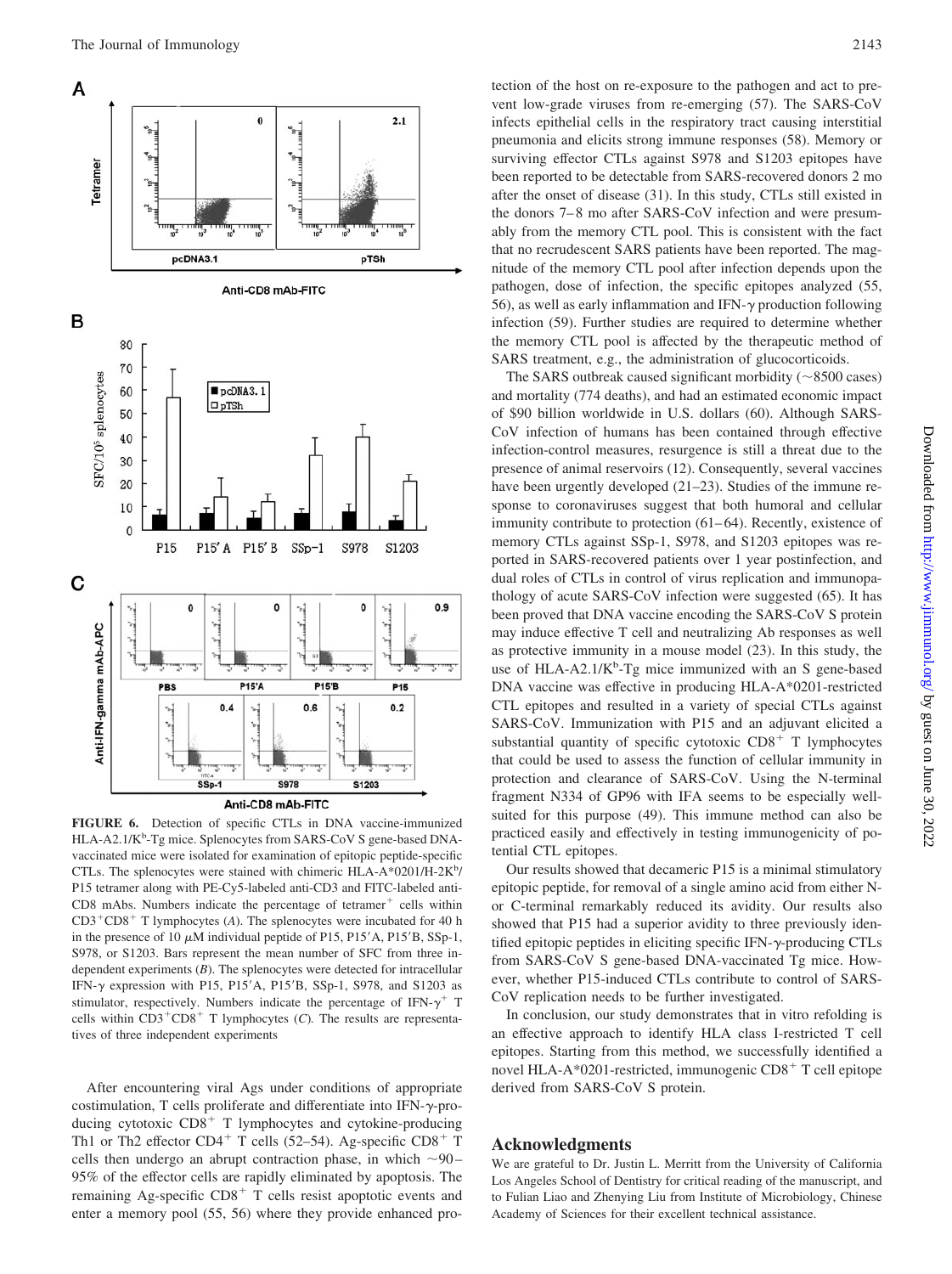**FIGURE 6.** Detection of specific CTLs in DNA vaccine-immunized HLA-A2.1/K$^b$-Tg mice. Splenocytes from SARS-CoV S gene-based DNA-vaccinated mice were isolated for examination of epitopic peptide-specific CTLs. The splenocytes were stained with chimeric HLA-A*0201/H-2K$^b$/P15 tetramer along with PE-Cy5-labeled anti-CD3 and FITC-labeled anti-CD8 mAbs. Numbers indicate the percentage of tetramer$^+$ cells within CD3$^+$CD8$^+$ T lymphocytes (*A*). The splenocytes were incubated for 40 h in the presence of 10 μM individual peptide of P15, P15′A, P15′B, SSp-1, S978, or S1203. Bars represent the mean number of SFC from three independent experiments (*B*). The splenocytes were detected for intracellular IFN-γ expression with P15, P15′A, P15′B, SSp-1, S978, and S1203 as stimulator, respectively. Numbers indicate the percentage of IFN-γ$^+$ T cells within CD3$^+$CD8$^+$ T lymphocytes (*C*). The results are representatives of three independent experiments

After encountering viral Ags under conditions of appropriate costimulation, T cells proliferate and differentiate into IFN-γ-producing cytotoxic CD8$^+$ T lymphocytes and cytokine-producing Th1 or Th2 effector CD4$^+$ T cells (52–54). Ag-specific CD8$^+$ T cells then undergo an abrupt contraction phase, in which ~90–95% of the effector cells are rapidly eliminated by apoptosis. The remaining Ag-specific CD8$^+$ T cells resist apoptotic events and enter a memory pool (55, 56) where they provide enhanced protection of the host on re-exposure to the pathogen and act to prevent low-grade viruses from re-emerging (57). The SARS-CoV infects epithelial cells in the respiratory tract causing interstitial pneumonia and elicits strong immune responses (58). Memory or surviving effector CTLs against S978 and S1203 epitopes have been reported to be detectable from SARS-recovered donors 2 mo after the onset of disease (31). In this study, CTLs still existed in the donors 7–8 mo after SARS-CoV infection and were presumably from the memory CTL pool. This is consistent with the fact that no recrudescent SARS patients have been reported. The magnitude of the memory CTL pool after infection depends upon the pathogen, dose of infection, the specific epitopes analyzed (55, 56), as well as early inflammation and IFN-γ production following infection (59). Further studies are required to determine whether the memory CTL pool is affected by the therapeutic method of SARS treatment, e.g., the administration of glucocorticoids.

The SARS outbreak caused significant morbidity (~8500 cases) and mortality (774 deaths), and had an estimated economic impact of $90 billion worldwide in U.S. dollars (60). Although SARS-CoV infection of humans has been contained through effective infection-control measures, resurgence is still a threat due to the presence of animal reservoirs (12). Consequently, several vaccines have been urgently developed (21–23). Studies of the immune response to coronaviruses suggest that both humoral and cellular immunity contribute to protection (61–64). Recently, existence of memory CTLs against SSp-1, S978, and S1203 epitopes was reported in SARS-recovered patients over 1 year postinfection, and dual roles of CTLs in control of virus replication and immunopathology of acute SARS-CoV infection were suggested (65). It has been proved that DNA vaccine encoding the SARS-CoV S protein may induce effective T cell and neutralizing Ab responses as well as protective immunity in a mouse model (23). In this study, the use of HLA-A2.1/K$^b$-Tg mice immunized with an S gene-based DNA vaccine was effective in producing HLA-A*0201-restricted CTL epitopes and resulted in a variety of special CTLs against SARS-CoV. Immunization with P15 and an adjuvant elicited a substantial quantity of specific cytotoxic CD8$^+$ T lymphocytes that could be used to assess the function of cellular immunity in protection and clearance of SARS-CoV. Using the N-terminal fragment N334 of GP96 with IFA seems to be especially well-suited for this purpose (49). This immune method can also be practiced easily and effectively in testing immunogenicity of potential CTL epitopes.

Our results showed that decameric P15 is a minimal stimulatory epitopic peptide, for removal of a single amino acid from either N- or C-terminal remarkably reduced its avidity. Our results also showed that P15 had a superior avidity to three previously identified epitopic peptides in eliciting specific IFN-γ-producing CTLs from SARS-CoV S gene-based DNA-vaccinated Tg mice. However, whether P15-induced CTLs contribute to control of SARS-CoV replication needs to be further investigated.

In conclusion, our study demonstrates that in vitro refolding is an effective approach to identify HLA class I-restricted T cell epitopes. Starting from this method, we successfully identified a novel HLA-A*0201-restricted, immunogenic CD8$^+$ T cell epitope derived from SARS-CoV S protein.

## Acknowledgments

We are grateful to Dr. Justin L. Merritt from the University of California Los Angeles School of Dentistry for critical reading of the manuscript, and to Fulian Liao and Zhenying Liu from Institute of Microbiology, Chinese Academy of Sciences for their excellent technical assistance.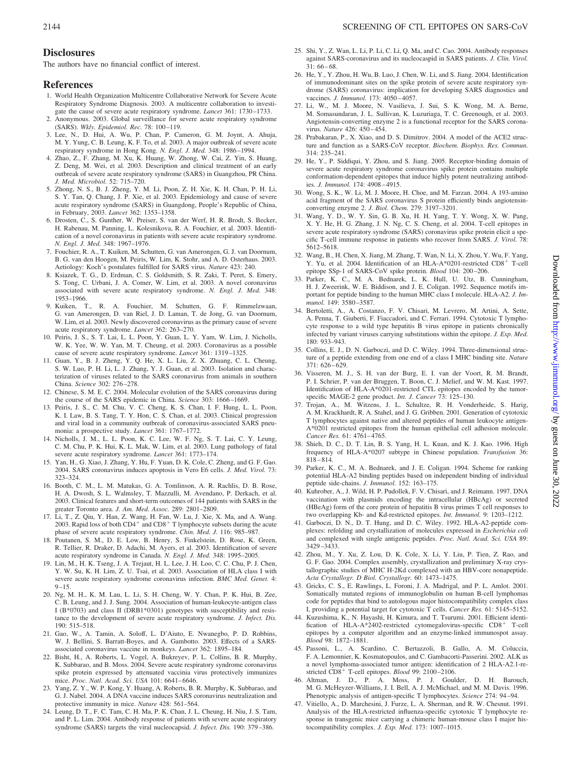## Disclosures

The authors have no financial conflict of interest.

## References

1. World Health Organization Multicentre Collaborative Network for Severe Acute Respiratory Syndrome Diagnosis. 2003. A multicentre collaboration to investigate the cause of severe acute respiratory syndrome. *Lancet* 361: 1730–1733.
2. Anonymous. 2003. Global surveillance for severe acute respiratory syndrome (SARS). *Wkly. Epidemiol. Rec.* 78: 100–119.
3. Lee, N., D. Hui, A. Wu, P. Chan, P. Cameron, G. M. Joynt, A. Ahuja, M. Y. Yung, C. B. Leung, K. F. To, et al. 2003. A major outbreak of severe acute respiratory syndrome in Hong Kong. *N. Engl. J. Med.* 348: 1986–1994.
4. Zhao, Z., F. Zhang, M. Xu, K. Huang, W. Zhong, W. Cai, Z. Yin, S. Huang, Z. Deng, M. Wei, et al. 2003. Description and clinical treatment of an early outbreak of severe acute respiratory syndrome (SARS) in Guangzhou, PR China. *J. Med. Microbiol.* 52: 715–720.
5. Zhong, N. S., B. J. Zheng, Y. M. Li, Poon, Z. H. Xie, K. H. Chan, P. H. Li, S. Y. Tan, Q. Chang, J. P. Xie, et al. 2003. Epidemiology and cause of severe acute respiratory syndrome (SARS) in Guangdong, People's Republic of China, in February, 2003. *Lancet* 362: 1353–1358.
6. Drosten, C., S. Gunther, W. Preiser, S. van der Werf, H. R. Brodt, S. Becker, H. Rabenau, M. Panning, L. Kolesnikova, R. A. Fouchier, et al. 2003. Identification of a novel coronavirus in patients with severe acute respiratory syndrome. *N. Engl. J. Med.* 348: 1967–1976.
7. Fouchier, R. A., T. Kuiken, M. Schutten, G. van Amerongen, G. J. van Doornum, B. G. van den Hoogen, M. Peiris, W. Lim, K. Stohr, and A. D. Osterhaus. 2003. Aetiology: Koch's postulates fulfilled for SARS virus. *Nature* 423: 240.
8. Ksiazek, T. G., D. Erdman, C. S. Goldsmith, S. R. Zaki, T. Peret, S. Emery, S. Tong, C. Urbani, J. A. Comer, W. Lim, et al. 2003. A novel coronavirus associated with severe acute respiratory syndrome. *N. Engl. J. Med.* 348: 1953–1966.
9. Kuiken, T., R. A. Fouchier, M. Schutten, G. F. Rimmelzwaan, G. van Amerongen, D. van Riel, J. D. Laman, T. de Jong, G. van Doornum, W. Lim, et al. 2003. Newly discovered coronavirus as the primary cause of severe acute respiratory syndrome. *Lancet* 362: 263–270.
10. Peiris, J. S., S. T. Lai, L. L. Poon, Y. Guan, L. Y. Yam, W. Lim, J. Nicholls, W. K. Yee, W. W. Yan, M. T. Cheung, et al. 2003. Coronavirus as a possible cause of severe acute respiratory syndrome. *Lancet* 361: 1319–1325.
11. Guan, Y., B. J. Zheng, Y. Q. He, X. L. Liu, Z. X. Zhuang, C. L. Cheung, S. W. Luo, P. H. Li, L. J. Zhang, Y. J. Guan, et al. 2003. Isolation and characterization of viruses related to the SARS coronavirus from animals in southern China. *Science* 302: 276–278.
12. Chinese, S. M. E. C. 2004. Molecular evolution of the SARS coronavirus during the course of the SARS epidemic in China. *Science* 303: 1666–1669.
13. Peiris, J. S., C. M. Chu, V. C. Cheng, K. S. Chan, I. F. Hung, L. L. Poon, K. I. Law, B. S. Tang, T. Y. Hon, C. S. Chan, et al. 2003. Clinical progression and viral load in a community outbreak of coronavirus-associated SARS pneumonia: a prospective study. *Lancet* 361: 1767–1772.
14. Nicholls, J. M., L. L. Poon, K. C. Lee, W. F. Ng, S. T. Lai, C. Y. Leung, C. M. Chu, P. K. Hui, K. L. Mak, W. Lim, et al. 2003. Lung pathology of fatal severe acute respiratory syndrome. *Lancet* 361: 1773–174.
15. Yan, H., G. Xiao, J. Zhang, Y. Hu, F. Yuan, D. K. Cole, C. Zheng, and G. F. Gao. 2004. SARS coronavirus induces apoptosis in Vero E6 cells. *J. Med. Virol.* 73: 323–324.
16. Booth, C. M., L. M. Matukas, G. A. Tomlinson, A. R. Rachlis, D. B. Rose, H. A. Dwosh, S. L. Walmsley, T. Mazzulli, M. Avendano, P. Derkach, et al. 2003. Clinical features and short-term outcomes of 144 patients with SARS in the greater Toronto area. *J. Am. Med. Assoc.* 289: 2801–2809.
17. Li, T., Z. Qiu, Y. Han, Z. Wang, H. Fan, W. Lu, J. Xie, X. Ma, and A. Wang. 2003. Rapid loss of both CD4$^+$ and CD8$^+$ T lymphocyte subsets during the acute phase of severe acute respiratory syndrome. *Chin. Med. J.* 116: 985–987.
18. Poutanen, S. M., D. E. Low, B. Henry, S. Finkelstein, D. Rose, K. Green, R. Tellier, R. Draker, D. Adachi, M. Ayers, et al. 2003. Identification of severe acute respiratory syndrome in Canada. *N. Engl. J. Med.* 348: 1995–2005.
19. Lin, M., H. K. Tseng, J. A. Trejaut, H. L. Lee, J. H. Loo, C. C. Chu, P. J. Chen, Y. W. Su, K. H. Lim, Z. U. Tsai, et al. 2003. Association of HLA class I with severe acute respiratory syndrome coronavirus infection. *BMC Med. Genet.* 4: 9–15.
20. Ng, M. H., K. M. Lau, L. Li, S. H. Cheng, W. Y. Chan, P. K. Hui, B. Zee, C. B. Leung, and J. J. Sung. 2004. Association of human-leukocyte-antigen class I (B*0703) and class II (DRB1*0301) genotypes with susceptibility and resistance to the development of severe acute respiratory syndrome. *J. Infect. Dis.* 190: 515–518.
21. Gao, W., A. Tamin, A. Soloff, L. D'Aiuto, E. Nwanegbo, P. D. Robbins, W. J. Bellini, S. Barratt-Boyes, and A. Gambotto. 2003. Effects of a SARS-associated coronavirus vaccine in monkeys. *Lancet* 362: 1895–184.
22. Bisht, H., A. Roberts, L. Vogel, A. Bukreyev, P. L. Collins, B. R. Murphy, K. Subbarao, and B. Moss. 2004. Severe acute respiratory syndrome coronavirus spike protein expressed by attenuated vaccinia virus protectively immunizes mice. *Proc. Natl. Acad. Sci. USA* 101: 6641–6646.
23. Yang, Z. Y., W. P. Kong, Y. Huang, A. Roberts, B. R. Murphy, K. Subbarao, and G. J. Nabel. 2004. A DNA vaccine induces SARS coronavirus neutralization and protective immunity in mice. *Nature* 428: 561–564.
24. Leung, D. T., F. C. Tam, C. H. Ma, P. K. Chan, J. L. Cheung, H. Niu, J. S. Tam, and P. L. Lim. 2004. Antibody response of patients with severe acute respiratory syndrome (SARS) targets the viral nucleocapsid. *J. Infect. Dis.* 190: 379–386.
25. Shi, Y., Z. Wan, L. Li, P. Li, C. Li, Q. Ma, and C. Cao. 2004. Antibody responses against SARS-coronavirus and its nucleocapsid in SARS patients. *J. Clin. Virol.* 31: 66–68.
26. He, Y., Y. Zhou, H. Wu, B. Luo, J. Chen, W. Li, and S. Jiang. 2004. Identification of immunodominant sites on the spike protein of severe acute respiratory syndrome (SARS) coronavirus: implication for developing SARS diagnostics and vaccines. *J. Immunol.* 173: 4050–4057.
27. Li, W., M. J. Moore, N. Vasilieva, J. Sui, S. K. Wong, M. A. Berne, M. Somasundaran, J. L. Sullivan, K. Luzuriaga, T. C. Greenough, et al. 2003. Angiotensin-converting enzyme 2 is a functional receptor for the SARS coronavirus. *Nature* 426: 450–454.
28. Prabakaran, P., X. Xiao, and D. S. Dimitrov. 2004. A model of the ACE2 structure and function as a SARS-CoV receptor. *Biochem. Biophys. Res. Commun.* 314: 235–241.
29. He, Y., P. Siddiqui, Y. Zhou, and S. Jiang. 2005. Receptor-binding domain of severe acute respiratory syndrome coronavirus spike protein contains multiple conformation-dependent epitopes that induce highly potent neutralizing antibodies. *J. Immunol.* 174: 4908–4915.
30. Wong, S. K., W. Li, M. J. Moore, H. Choe, and M. Farzan. 2004. A 193-amino acid fragment of the SARS coronavirus S protein efficiently binds angiotensin-converting enzyme 2. *J. Biol. Chem.* 279: 3197–3201.
31. Wang, Y. D., W. Y. Sin, G. B. Xu, H. H. Yang, T. Y. Wong, X. W. Pang, X. Y. He, H. G. Zhang, J. N. Ng, C. S. Cheng, et al. 2004. T-cell epitopes in severe acute respiratory syndrome (SARS) coronavirus spike protein elicit a specific T-cell immune response in patients who recover from SARS. *J. Virol.* 78: 5612–5618.
32. Wang, B., H. Chen, X. Jiang, M. Zhang, T. Wan, N. Li, X. Zhou, Y. Wu, F. Yang, Y. Yu, et al. 2004. Identification of an HLA-A*0201-restricted CD8$^+$ T-cell epitope SSp-1 of SARS-CoV spike protein. *Blood* 104: 200–206.
33. Parker, K. C., M. A. Bednarek, L. K. Hull, U. Utz, B. Cunningham, H. J. Zweerink, W. E. Biddison, and J. E. Coligan. 1992. Sequence motifs important for peptide binding to the human MHC class I molecule. HLA-A2. *J. Immunol.* 149: 3580–3587.
34. Bertoletti, A., A. Costanzo, F. V. Chisari, M. Levrero, M. Artini, A. Sette, A. Penna, T. Giuberti, F. Fiaccadori, and C. Ferrari. 1994. Cytotoxic T lymphocyte response to a wild type hepatitis B virus epitope in patients chronically infected by variant viruses carrying substitutions within the epitope. *J. Exp. Med.* 180: 933–943.
35. Collins, E. J., D. N. Garboczi, and D. C. Wiley. 1994. Three-dimensional structure of a peptide extending from one end of a class I MHC binding site. *Nature* 371: 626–629.
36. Visseren, M. J., S. H. van der Burg, E. I. van der Voort, R. M. Brandt, P. I. Schrier, P. van der Bruggen, T. Boon, C. J. Melief, and W. M. Kast. 1997. Identification of HLA-A*0201-restricted CTL epitopes encoded by the tumor-specific MAGE-2 gene product. *Int. J. Cancer* 73: 125–130.
37. Trojan, A., M. Witzens, J. L. Schultze, R. H. Vonderheide, S. Harig, A. M. Krackhardt, R. A. Stahel, and J. G. Gribben. 2001. Generation of cytotoxic T lymphocytes against native and altered peptides of human leukocyte antigen-A*0201 restricted epitopes from the human epithelial cell adhesion molecule. *Cancer Res.* 61: 4761–4765.
38. Shieh, D. C., D. T. Lin, B. S. Yang, H. L. Kuan, and K. J. Kao. 1996. High frequency of HLA-A*0207 subtype in Chinese population. *Transfusion* 36: 818–814.
39. Parker, K. C., M. A. Bednarek, and J. E. Coligan. 1994. Scheme for ranking potential HLA-A2 binding peptides based on independent binding of individual peptide side-chains. *J. Immunol.* 152: 163–175.
40. Kuhrober, A., J. Wild, H. P. Pudollek, F. V. Chisari, and J. Reimann. 1997. DNA vaccination with plasmids encoding the intracellular (HBcAg) or secreted (HBeAg) form of the core protein of hepatitis B virus primes T cell responses to two overlapping Kb- and Kd-restricted epitopes. *Int. Immunol.* 9: 1203–1212.
41. Garboczi, D. N., D. T. Hung, and D. C. Wiley. 1992. HLA-A2-peptide complexes: refolding and crystallization of molecules expressed in *Escherichia coli* and complexed with single antigenic peptides. *Proc. Natl. Acad. Sci. USA* 89: 3429–3433.
42. Zhou, M., Y. Xu, Z. Lou, D. K. Cole, X. Li, Y. Liu, P. Tien, Z. Rao, and G. F. Gao. 2004. Complex assembly, crystallization and preliminary X-ray crystallographic studies of MHC H-2Kd complexed with an HBV-core nonapeptide. *Acta Crystallogr. D Biol. Crystallogr.* 60: 1473–1475.
43. Gricks, C. S., E. Rawlings, L. Foroni, J. A. Madrigal, and P. L. Amlot. 2001. Somatically mutated regions of immunoglobulin on human B-cell lymphomas code for peptides that bind to autologous major histocompatibility complex class I, providing a potential target for cytotoxic T cells. *Cancer Res.* 61: 5145–5152.
44. Kuzushima, K., N. Hayashi, H. Kimura, and T. Tsurumi. 2001. Efficient identification of HLA-A*2402-restricted cytomegalovirus-specific CD8$^+$ T-cell epitopes by a computer algorithm and an enzyme-linked immunospot assay. *Blood* 98: 1872–1881.
45. Passoni, L., A. Scardino, C. Bertazzoli, B. Gallo, A. M. Coluccia, F. A. Lemonnier, K. Kosmatopoulos, and C. Gambacorti-Passerini. 2002. ALK as a novel lymphoma-associated tumor antigen: identification of 2 HLA-A2.1-restricted CD8$^+$ T-cell epitopes. *Blood* 99: 2100–2106.
46. Altman, J. D., P. A. Moss, P. J. Goulder, D. H. Barouch, M. G. McHeyzer-Williams, J. I. Bell, A. J. McMichael, and M. M. Davis. 1996. Phenotypic analysis of antigen-specific T lymphocytes. *Science* 274: 94–94.
47. Vitiello, A., D. Marchesini, J. Furze, L. A. Sherman, and R. W. Chesnut. 1991. Analysis of the HLA-restricted influenza-specific cytotoxic T lymphocyte response in transgenic mice carrying a chimeric human-mouse class I major histocompatibility complex. *J. Exp. Med.* 173: 1007–1015.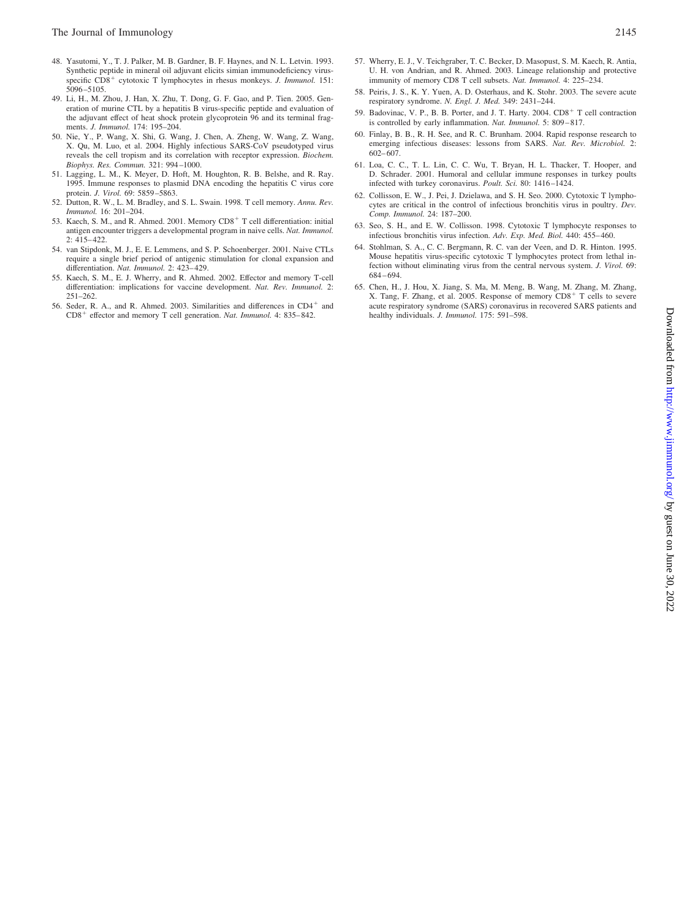48. Yasutomi, Y., T. J. Palker, M. B. Gardner, B. F. Haynes, and N. L. Letvin. 1993. Synthetic peptide in mineral oil adjuvant elicits simian immunodeficiency virus-specific $CD8^+$ cytotoxic T lymphocytes in rhesus monkeys. *J. Immunol.* 151: 5096–5105.
49. Li, H., M. Zhou, J. Han, X. Zhu, T. Dong, G. F. Gao, and P. Tien. 2005. Generation of murine CTL by a hepatitis B virus-specific peptide and evaluation of the adjuvant effect of heat shock protein glycoprotein 96 and its terminal fragments. *J. Immunol.* 174: 195–204.
50. Nie, Y., P. Wang, X. Shi, G. Wang, J. Chen, A. Zheng, W. Wang, Z. Wang, X. Qu, M. Luo, et al. 2004. Highly infectious SARS-CoV pseudotyped virus reveals the cell tropism and its correlation with receptor expression. *Biochem. Biophys. Res. Commun.* 321: 994–1000.
51. Lagging, L. M., K. Meyer, D. Hoft, M. Houghton, R. B. Belshe, and R. Ray. 1995. Immune responses to plasmid DNA encoding the hepatitis C virus core protein. *J. Virol.* 69: 5859–5863.
52. Dutton, R. W., L. M. Bradley, and S. L. Swain. 1998. T cell memory. *Annu. Rev. Immunol.* 16: 201–204.
53. Kaech, S. M., and R. Ahmed. 2001. Memory $CD8^+$ T cell differentiation: initial antigen encounter triggers a developmental program in naive cells. *Nat. Immunol.* 2: 415–422.
54. van Stipdonk, M. J., E. E. Lemmens, and S. P. Schoenberger. 2001. Naive CTLs require a single brief period of antigenic stimulation for clonal expansion and differentiation. *Nat. Immunol.* 2: 423–429.
55. Kaech, S. M., E. J. Wherry, and R. Ahmed. 2002. Effector and memory T-cell differentiation: implications for vaccine development. *Nat. Rev. Immunol.* 2: 251–262.
56. Seder, R. A., and R. Ahmed. 2003. Similarities and differences in $CD4^+$ and $CD8^+$ effector and memory T cell generation. *Nat. Immunol.* 4: 835–842.
57. Wherry, E. J., V. Teichgraber, T. C. Becker, D. Masopust, S. M. Kaech, R. Antia, U. H. von Andrian, and R. Ahmed. 2003. Lineage relationship and protective immunity of memory CD8 T cell subsets. *Nat. Immunol.* 4: 225–234.
58. Peiris, J. S., K. Y. Yuen, A. D. Osterhaus, and K. Stohr. 2003. The severe acute respiratory syndrome. *N. Engl. J. Med.* 349: 2431–244.
59. Badovinac, V. P., B. B. Porter, and J. T. Harty. 2004. $CD8^+$ T cell contraction is controlled by early inflammation. *Nat. Immunol.* 5: 809–817.
60. Finlay, B. B., R. H. See, and R. C. Brunham. 2004. Rapid response research to emerging infectious diseases: lessons from SARS. *Nat. Rev. Microbiol.* 2: 602–607.
61. Loa, C. C., T. L. Lin, C. C. Wu, T. Bryan, H. L. Thacker, T. Hooper, and D. Schrader. 2001. Humoral and cellular immune responses in turkey poults infected with turkey coronavirus. *Poult. Sci.* 80: 1416–1424.
62. Collisson, E. W., J. Pei, J. Dzielawa, and S. H. Seo. 2000. Cytotoxic T lymphocytes are critical in the control of infectious bronchitis virus in poultry. *Dev. Comp. Immunol.* 24: 187–200.
63. Seo, S. H., and E. W. Collisson. 1998. Cytotoxic T lymphocyte responses to infectious bronchitis virus infection. *Adv. Exp. Med. Biol.* 440: 455–460.
64. Stohlman, S. A., C. C. Bergmann, R. C. van der Veen, and D. R. Hinton. 1995. Mouse hepatitis virus-specific cytotoxic T lymphocytes protect from lethal infection without eliminating virus from the central nervous system. *J. Virol.* 69: 684–694.
65. Chen, H., J. Hou, X. Jiang, S. Ma, M. Meng, B. Wang, M. Zhang, M. Zhang, X. Tang, F. Zhang, et al. 2005. Response of memory $CD8^+$ T cells to severe acute respiratory syndrome (SARS) coronavirus in recovered SARS patients and healthy individuals. *J. Immunol.* 175: 591–598.